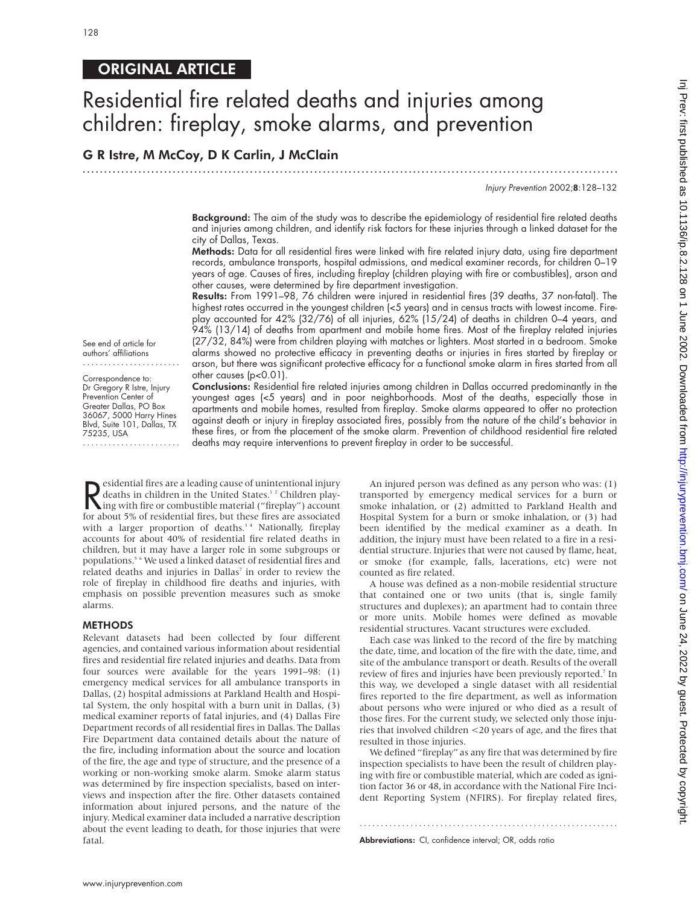ORIGINAL ARTICLE

# Residential fire related deaths and injuries among children: fireplay, smoke alarms, and prevention

## G R Istre, M McCoy, D K Carlin, J McClain

See end of article for authors' affiliations

Correspondence to: Dr Gregory R Istre, Injury Prevention Center of Greater Dallas, PO Box 36067, 5000 Harry Hines Blvd, Suite 101, Dallas, TX 75235, USA

**Background:** The aim of the study was to describe the epidemiology of residential fire related deaths and injuries among children, and identify risk factors for these injuries through a linked dataset for the city of Dallas, Texas.

**Methods:** Data for all residential fires were linked with fire related injury data, using fire department records, ambulance transports, hospital admissions, and medical examiner records, for children 0–19 years of age. Causes of fires, including fireplay (children playing with fire or combustibles), arson and other causes, were determined by fire department investigation.

**Results:** From 1991–98, 76 children were injured in residential fires (39 deaths, 37 non-fatal). The highest rates occurred in the youngest children (<5 years) and in census tracts with lowest income. Fireplay accounted for 42% (32/76) of all injuries, 62% (15/24) of deaths in children 0–4 years, and 94% (13/14) of deaths from apartment and mobile home fires. Most of the fireplay related injuries (27/32, 84%) were from children playing with matches or lighters. Most started in a bedroom. Smoke alarms showed no protective efficacy in preventing deaths or injuries in fires started by fireplay or arson, but there was significant protective efficacy for a functional smoke alarm in fires started from all other causes ($p<0.01$).

**Conclusions:** Residential fire related injuries among children in Dallas occurred predominantly in the youngest ages (<5 years) and in poor neighborhoods. Most of the deaths, especially those in apartments and mobile homes, resulted from fireplay. Smoke alarms appeared to offer no protection against death or injury in fireplay associated fires, possibly from the nature of the child's behavior in these fires, or from the placement of the smoke alarm. Prevention of childhood residential fire related deaths may require interventions to prevent fireplay in order to be successful.

Residential fires are a leading cause of unintentional injury deaths in children in the United States.[1,2] Children playing with fire or combustible material ("fireplay") account for about 5% of residential fires, but these fires are associated with a larger proportion of deaths.[3,4] Nationally, fireplay accounts for about 40% of residential fire related deaths in children, but it may have a larger role in some subgroups or populations.[5,6] We used a linked dataset of residential fires and related deaths and injuries in Dallas[7] in order to review the role of fireplay in childhood fire deaths and injuries, with emphasis on possible prevention measures such as smoke alarms.

## METHODS

Relevant datasets had been collected by four different agencies, and contained various information about residential fires and residential fire related injuries and deaths. Data from four sources were available for the years 1991–98: (1) emergency medical services for all ambulance transports in Dallas, (2) hospital admissions at Parkland Health and Hospital System, the only hospital with a burn unit in Dallas, (3) medical examiner reports of fatal injuries, and (4) Dallas Fire Department records of all residential fires in Dallas. The Dallas Fire Department data contained details about the nature of the fire, including information about the source and location of the fire, the age and type of structure, and the presence of a working or non-working smoke alarm. Smoke alarm status was determined by fire inspection specialists, based on interviews and inspection after the fire. Other datasets contained information about injured persons, and the nature of the injury. Medical examiner data included a narrative description about the event leading to death, for those injuries that were fatal.

An injured person was defined as any person who was: (1) transported by emergency medical services for a burn or smoke inhalation, or (2) admitted to Parkland Health and Hospital System for a burn or smoke inhalation, or (3) had been identified by the medical examiner as a death. In addition, the injury must have been related to a fire in a residential structure. Injuries that were not caused by flame, heat, or smoke (for example, falls, lacerations, etc) were not counted as fire related.

A house was defined as a non-mobile residential structure that contained one or two units (that is, single family structures and duplexes); an apartment had to contain three or more units. Mobile homes were defined as movable residential structures. Vacant structures were excluded.

Each case was linked to the record of the fire by matching the date, time, and location of the fire with the date, time, and site of the ambulance transport or death. Results of the overall review of fires and injuries have been previously reported.[7] In this way, we developed a single dataset with all residential fires reported to the fire department, as well as information about persons who were injured or who died as a result of those fires. For the current study, we selected only those injuries that involved children <20 years of age, and the fires that resulted in those injuries.

We defined "fireplay" as any fire that was determined by fire inspection specialists to have been the result of children playing with fire or combustible material, which are coded as ignition factor 36 or 48, in accordance with the National Fire Incident Reporting System (NFIRS). For fireplay related fires,

**Abbreviations:** CI, confidence interval; OR, odds ratio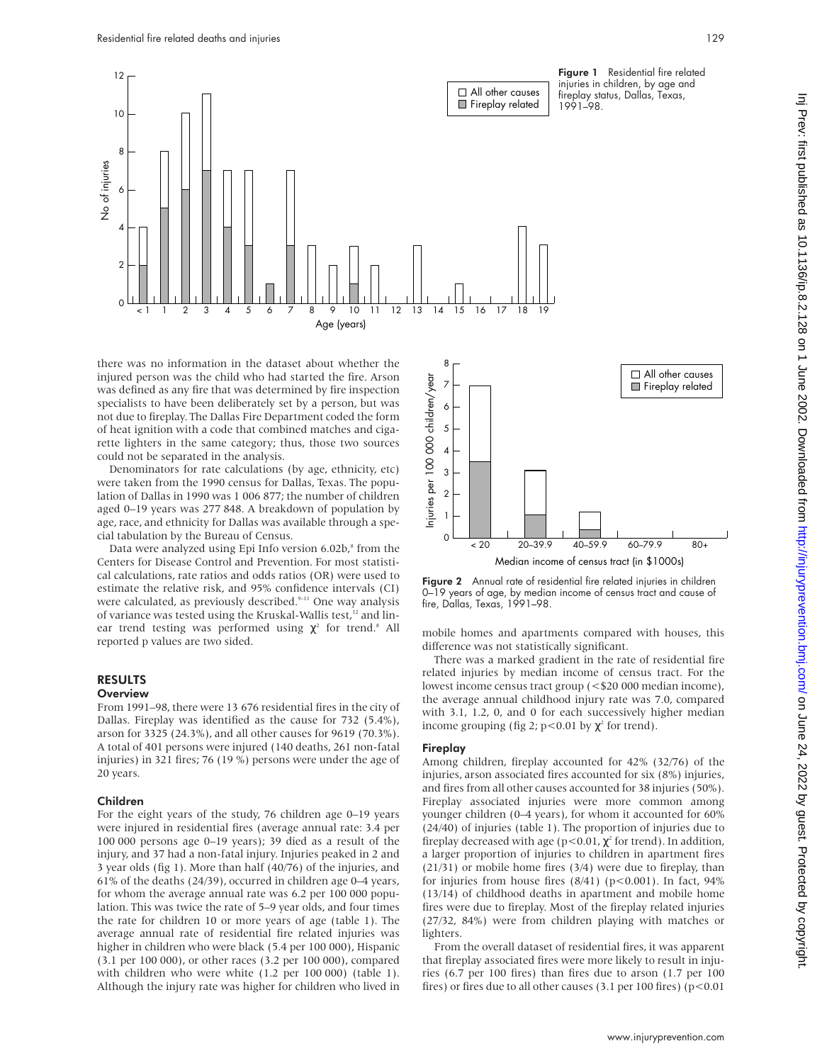Figure 1 Residential fire related injuries in children, by age and fireplay status, Dallas, Texas, 1991–98.

there was no information in the dataset about whether the injured person was the child who had started the fire. Arson was defined as any fire that was determined by fire inspection specialists to have been deliberately set by a person, but was not due to fireplay. The Dallas Fire Department coded the form of heat ignition with a code that combined matches and cigarette lighters in the same category; thus, those two sources could not be separated in the analysis.

Denominators for rate calculations (by age, ethnicity, etc) were taken from the 1990 census for Dallas, Texas. The population of Dallas in 1990 was 1 006 877; the number of children aged 0–19 years was 277 848. A breakdown of population by age, race, and ethnicity for Dallas was available through a special tabulation by the Bureau of Census.

Data were analyzed using Epi Info version 6.02b,[8] from the Centers for Disease Control and Prevention. For most statistical calculations, rate ratios and odds ratios (OR) were used to estimate the relative risk, and 95% confidence intervals (CI) were calculated, as previously described.[9–11] One way analysis of variance was tested using the Kruskal-Wallis test,[12] and linear trend testing was performed using $\chi^2$ for trend.[8] All reported p values are two sided.

## RESULTS

### Overview

From 1991–98, there were 13 676 residential fires in the city of Dallas. Fireplay was identified as the cause for 732 (5.4%), arson for 3325 (24.3%), and all other causes for 9619 (70.3%). A total of 401 persons were injured (140 deaths, 261 non-fatal injuries) in 321 fires; 76 (19 %) persons were under the age of 20 years.

### Children

For the eight years of the study, 76 children age 0–19 years were injured in residential fires (average annual rate: 3.4 per 100 000 persons age 0–19 years); 39 died as a result of the injury, and 37 had a non-fatal injury. Injuries peaked in 2 and 3 year olds (fig 1). More than half (40/76) of the injuries, and 61% of the deaths (24/39), occurred in children age 0–4 years, for whom the average annual rate was 6.2 per 100 000 population. This was twice the rate of 5–9 year olds, and four times the rate for children 10 or more years of age (table 1). The average annual rate of residential fire related injuries was higher in children who were black (5.4 per 100 000), Hispanic (3.1 per 100 000), or other races (3.2 per 100 000), compared with children who were white (1.2 per 100 000) (table 1). Although the injury rate was higher for children who lived in mobile homes and apartments compared with houses, this difference was not statistically significant.

Figure 2 Annual rate of residential fire related injuries in children 0–19 years of age, by median income of census tract and cause of fire, Dallas, Texas, 1991–98.

There was a marked gradient in the rate of residential fire related injuries by median income of census tract. For the lowest income census tract group (<\$20 000 median income), the average annual childhood injury rate was 7.0, compared with 3.1, 1.2, 0, and 0 for each successively higher median income grouping (fig 2; $p<0.01$ by $\chi^2$ for trend).

### Fireplay

Among children, fireplay accounted for 42% (32/76) of the injuries, arson associated fires accounted for six (8%) injuries, and fires from all other causes accounted for 38 injuries (50%). Fireplay associated injuries were more common among younger children (0–4 years), for whom it accounted for 60% (24/40) of injuries (table 1). The proportion of injuries due to fireplay decreased with age ($p<0.01$, $\chi^2$ for trend). In addition, a larger proportion of injuries to children in apartment fires (21/31) or mobile home fires (3/4) were due to fireplay, than for injuries from house fires (8/41) ($p<0.001$). In fact, 94% (13/14) of childhood deaths in apartment and mobile home fires were due to fireplay. Most of the fireplay related injuries (27/32, 84%) were from children playing with matches or lighters.

From the overall dataset of residential fires, it was apparent that fireplay associated fires were more likely to result in injuries (6.7 per 100 fires) than fires due to arson (1.7 per 100 fires) or fires due to all other causes (3.1 per 100 fires) ($p<0.01$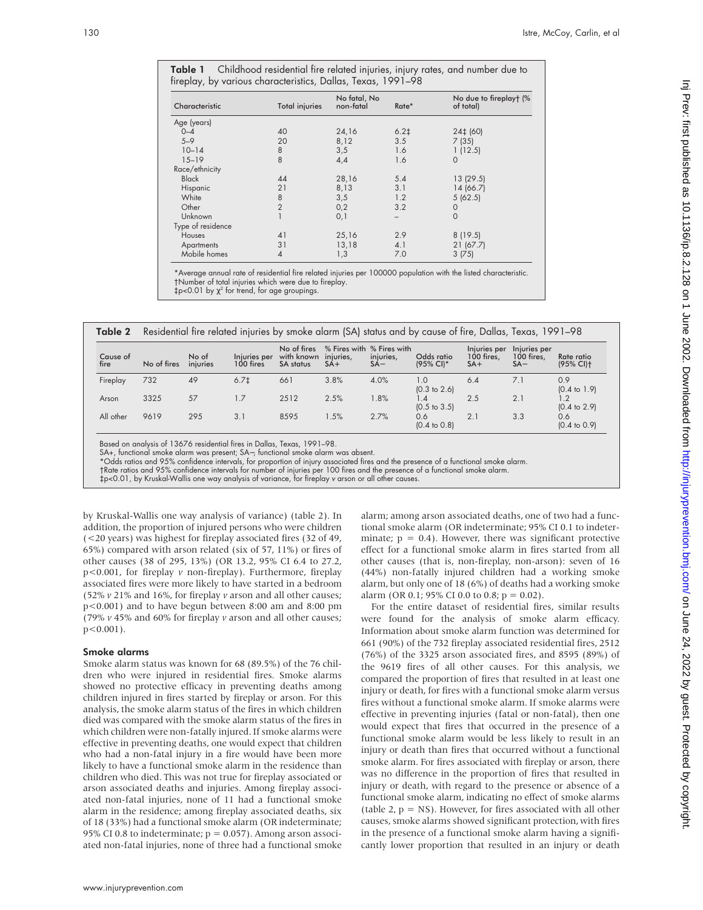**Table 1** Childhood residential fire related injuries, injury rates, and number due to fireplay, by various characteristics, Dallas, Texas, 1991–98

| Characteristic | Total injuries | No fatal, No non-fatal | Rate* | No due to fireplay† (% of total) |
|---|---|---|---|---|
| Age (years) | | | | |
| 0–4 | 40 | 24,16 | 6.2‡ | 24‡ (60) |
| 5–9 | 20 | 8,12 | 3.5 | 7 (35) |
| 10–14 | 8 | 3,5 | 1.6 | 1 (12.5) |
| 15–19 | 8 | 4,4 | 1.6 | 0 |
| Race/ethnicity | | | | |
| Black | 44 | 28,16 | 5.4 | 13 (29.5) |
| Hispanic | 21 | 8,13 | 3.1 | 14 (66.7) |
| White | 8 | 3,5 | 1.2 | 5 (62.5) |
| Other | 2 | 0,2 | 3.2 | 0 |
| Unknown | 1 | 0,1 | – | 0 |
| Type of residence | | | | |
| Houses | 41 | 25,16 | 2.9 | 8 (19.5) |
| Apartments | 31 | 13,18 | 4.1 | 21 (67.7) |
| Mobile homes | 4 | 1,3 | 7.0 | 3 (75) |

*Average annual rate of residential fire related injuries per 100000 population with the listed characteristic.
†Number of total injuries which were due to fireplay.
‡p<0.01 by $\chi^2$ for trend, for age groupings.

**Table 2** Residential fire related injuries by smoke alarm (SA) status and by cause of fire, Dallas, Texas, 1991–98

| Cause of fire | No of fires | No of injuries | Injuries per 100 fires | No of fires with known SA status | % Fires with injuries, SA+ | % Fires with injuries, SA− | Odds ratio (95% CI)* | Injuries per 100 fires, SA+ | Injuries per 100 fires, SA− | Rate ratio (95% CI)† |
|---|---|---|---|---|---|---|---|---|---|---|
| Fireplay | 732 | 49 | 6.7‡ | 661 | 3.8% | 4.0% | 1.0 (0.3 to 2.6) | 6.4 | 7.1 | 0.9 (0.4 to 1.9) |
| Arson | 3325 | 57 | 1.7 | 2512 | 2.5% | 1.8% | 1.4 (0.5 to 3.5) | 2.5 | 2.1 | 1.2 (0.4 to 2.9) |
| All other | 9619 | 295 | 3.1 | 8595 | 1.5% | 2.7% | 0.6 (0.4 to 0.8) | 2.1 | 3.3 | 0.6 (0.4 to 0.9) |

Based on analysis of 13676 residential fires in Dallas, Texas, 1991–98.
SA+, functional smoke alarm was present; SA−, functional smoke alarm was absent.
*Odds ratios and 95% confidence intervals, for proportion of injury associated fires and the presence of a functional smoke alarm.
†Rate ratios and 95% confidence intervals for number of injuries per 100 fires and the presence of a functional smoke alarm.
‡p<0.01, by Kruskal-Wallis one way analysis of variance, for fireplay *v* arson or all other causes.

by Kruskal-Wallis one way analysis of variance) (table 2). In addition, the proportion of injured persons who were children (<20 years) was highest for fireplay associated fires (32 of 49, 65%) compared with arson related (six of 57, 11%) or fires of other causes (38 of 295, 13%) (OR 13.2, 95% CI 6.4 to 27.2, p<0.001, for fireplay *v* non-fireplay). Furthermore, fireplay associated fires were more likely to have started in a bedroom (52% *v* 21% and 16%, for fireplay *v* arson and all other causes; p<0.001) and to have begun between 8:00 am and 8:00 pm (79% *v* 45% and 60% for fireplay *v* arson and all other causes; p<0.001).

### Smoke alarms

Smoke alarm status was known for 68 (89.5%) of the 76 children who were injured in residential fires. Smoke alarms showed no protective efficacy in preventing deaths among children injured in fires started by fireplay or arson. For this analysis, the smoke alarm status of the fires in which children died was compared with the smoke alarm status of the fires in which children were non-fatally injured. If smoke alarms were effective in preventing deaths, one would expect that children who had a non-fatal injury in a fire would have been more likely to have a functional smoke alarm in the residence than children who died. This was not true for fireplay associated or arson associated deaths and injuries. Among fireplay associated non-fatal injuries, none of 11 had a functional smoke alarm in the residence; among fireplay associated deaths, six of 18 (33%) had a functional smoke alarm (OR indeterminate; 95% CI 0.8 to indeterminate; p = 0.057). Among arson associated non-fatal injuries, none of three had a functional smoke alarm; among arson associated deaths, one of two had a functional smoke alarm (OR indeterminate; 95% CI 0.1 to indeterminate; p = 0.4). However, there was significant protective effect for a functional smoke alarm in fires started from all other causes (that is, non-fireplay, non-arson): seven of 16 (44%) non-fatally injured children had a working smoke alarm, but only one of 18 (6%) of deaths had a working smoke alarm (OR 0.1; 95% CI 0.0 to 0.8; p = 0.02).

For the entire dataset of residential fires, similar results were found for the analysis of smoke alarm efficacy. Information about smoke alarm function was determined for 661 (90%) of the 732 fireplay associated residential fires, 2512 (76%) of the 3325 arson associated fires, and 8595 (89%) of the 9619 fires of all other causes. For this analysis, we compared the proportion of fires that resulted in at least one injury or death, for fires with a functional smoke alarm versus fires without a functional smoke alarm. If smoke alarms were effective in preventing injuries (fatal or non-fatal), then one would expect that fires that occurred in the presence of a functional smoke alarm would be less likely to result in an injury or death than fires that occurred without a functional smoke alarm. For fires associated with fireplay or arson, there was no difference in the proportion of fires that resulted in injury or death, with regard to the presence or absence of a functional smoke alarm, indicating no effect of smoke alarms (table 2, p = NS). However, for fires associated with all other causes, smoke alarms showed significant protection, with fires in the presence of a functional smoke alarm having a significantly lower proportion that resulted in an injury or death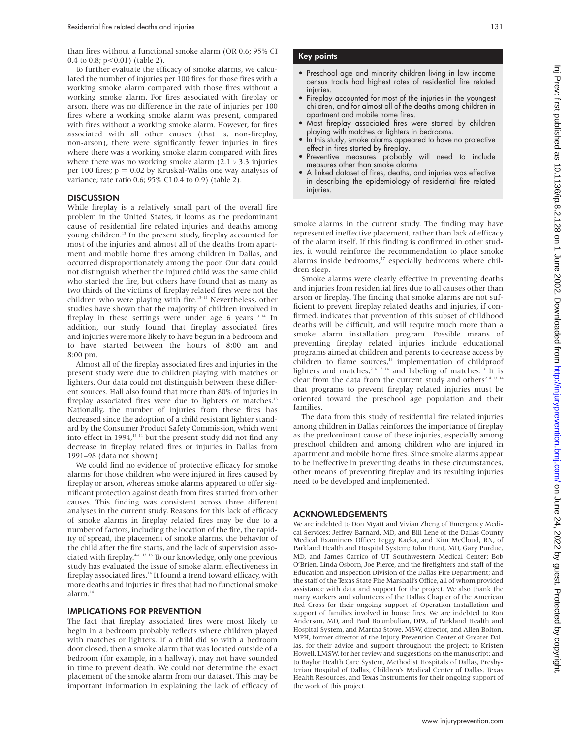than fires without a functional smoke alarm (OR 0.6; 95% CI 0.4 to 0.8; $p<0.01$) (table 2).

To further evaluate the efficacy of smoke alarms, we calculated the number of injuries per 100 fires for those fires with a working smoke alarm compared with those fires without a working smoke alarm. For fires associated with fireplay or arson, there was no difference in the rate of injuries per 100 fires where a working smoke alarm was present, compared with fires without a working smoke alarm. However, for fires associated with all other causes (that is, non-fireplay, non-arson), there were significantly fewer injuries in fires where there was a working smoke alarm compared with fires where there was no working smoke alarm (2.1 *v* 3.3 injuries per 100 fires; $p = 0.02$ by Kruskal-Wallis one way analysis of variance; rate ratio 0.6; 95% CI 0.4 to 0.9) (table 2).

## DISCUSSION

While fireplay is a relatively small part of the overall fire problem in the United States, it looms as the predominant cause of residential fire related injuries and deaths among young children.[13] In the present study, fireplay accounted for most of the injuries and almost all of the deaths from apartment and mobile home fires among children in Dallas, and occurred disproportionately among the poor. Our data could not distinguish whether the injured child was the same child who started the fire, but others have found that as many as two thirds of the victims of fireplay related fires were not the children who were playing with fire.[13–15] Nevertheless, other studies have shown that the majority of children involved in fireplay in these settings were under age 6 years.[13 14] In addition, our study found that fireplay associated fires and injuries were more likely to have begun in a bedroom and to have started between the hours of 8:00 am and 8:00 pm.

Almost all of the fireplay associated fires and injuries in the present study were due to children playing with matches or lighters. Our data could not distinguish between these different sources. Hall also found that more than 80% of injuries in fireplay associated fires were due to lighters or matches.[13] Nationally, the number of injuries from these fires has decreased since the adoption of a child resistant lighter standard by the Consumer Product Safety Commission, which went into effect in 1994,[13 14] but the present study did not find any decrease in fireplay related fires or injuries in Dallas from 1991–98 (data not shown).

We could find no evidence of protective efficacy for smoke alarms for those children who were injured in fires caused by fireplay or arson, whereas smoke alarms appeared to offer significant protection against death from fires started from other causes. This finding was consistent across three different analyses in the current study. Reasons for this lack of efficacy of smoke alarms in fireplay related fires may be due to a number of factors, including the location of the fire, the rapidity of spread, the placement of smoke alarms, the behavior of the child after the fire starts, and the lack of supervision associated with fireplay.[4–6 13 16] To our knowledge, only one previous study has evaluated the issue of smoke alarm effectiveness in fireplay associated fires.[14] It found a trend toward efficacy, with more deaths and injuries in fires that had no functional smoke alarm.[14]

## IMPLICATIONS FOR PREVENTION

The fact that fireplay associated fires were most likely to begin in a bedroom probably reflects where children played with matches or lighters. If a child did so with a bedroom door closed, then a smoke alarm that was located outside of a bedroom (for example, in a hallway), may not have sounded in time to prevent death. We could not determine the exact placement of the smoke alarm from our dataset. This may be important information in explaining the lack of efficacy of smoke alarms in the current study. The finding may have represented ineffective placement, rather than lack of efficacy of the alarm itself. If this finding is confirmed in other studies, it would reinforce the recommendation to place smoke alarms inside bedrooms,[17] especially bedrooms where children sleep.

Smoke alarms were clearly effective in preventing deaths and injuries from residential fires due to all causes other than arson or fireplay. The finding that smoke alarms are not sufficient to prevent fireplay related deaths and injuries, if confirmed, indicates that prevention of this subset of childhood deaths will be difficult, and will require much more than a smoke alarm installation program. Possible means of preventing fireplay related injuries include educational programs aimed at children and parents to decrease access by children to flame sources,[13] implementation of childproof lighters and matches,[2 4 13 14] and labeling of matches.[13] It is clear from the data from the current study and others[2 4 13 14] that programs to prevent fireplay related injuries must be oriented toward the preschool age population and their families.

The data from this study of residential fire related injuries among children in Dallas reinforces the importance of fireplay as the predominant cause of these injuries, especially among preschool children and among children who are injured in apartment and mobile home fires. Since smoke alarms appear to be ineffective in preventing deaths in these circumstances, other means of preventing fireplay and its resulting injuries need to be developed and implemented.

### Key points

- Preschool age and minority children living in low income census tracts had highest rates of residential fire related injuries.
- Fireplay accounted for most of the injuries in the youngest children, and for almost all of the deaths among children in apartment and mobile home fires.
- Most fireplay associated fires were started by children playing with matches or lighters in bedrooms.
- In this study, smoke alarms appeared to have no protective effect in fires started by fireplay.
- Preventive measures probably will need to include measures other than smoke alarms
- A linked dataset of fires, deaths, and injuries was effective in describing the epidemiology of residential fire related injuries.

## ACKNOWLEDGEMENTS

We are indebted to Don Myatt and Vivian Zheng of Emergency Medical Services; Jeffrey Barnard, MD, and Bill Lene of the Dallas County Medical Examiners Office; Peggy Kacka, and Kim McCloud, RN, of Parkland Health and Hospital System; John Hunt, MD, Gary Purdue, MD, and James Carrico of UT Southwestern Medical Center; Bob O'Brien, Linda Osborn, Joe Pierce, and the firefighters and staff of the Education and Inspection Division of the Dallas Fire Department; and the staff of the Texas State Fire Marshall's Office, all of whom provided assistance with data and support for the project. We also thank the many workers and volunteers of the Dallas Chapter of the American Red Cross for their ongoing support of Operation Installation and support of families involved in house fires. We are indebted to Ron Anderson, MD, and Paul Boumbulian, DPA, of Parkland Health and Hospital System, and Martha Stowe, MSW, director, and Allen Bolton, MPH, former director of the Injury Prevention Center of Greater Dallas, for their advice and support throughout the project; to Kristen Howell, LMSW, for her review and suggestions on the manuscript; and to Baylor Health Care System, Methodist Hospitals of Dallas, Presbyterian Hospital of Dallas, Children's Medical Center of Dallas, Texas Health Resources, and Texas Instruments for their ongoing support of the work of this project.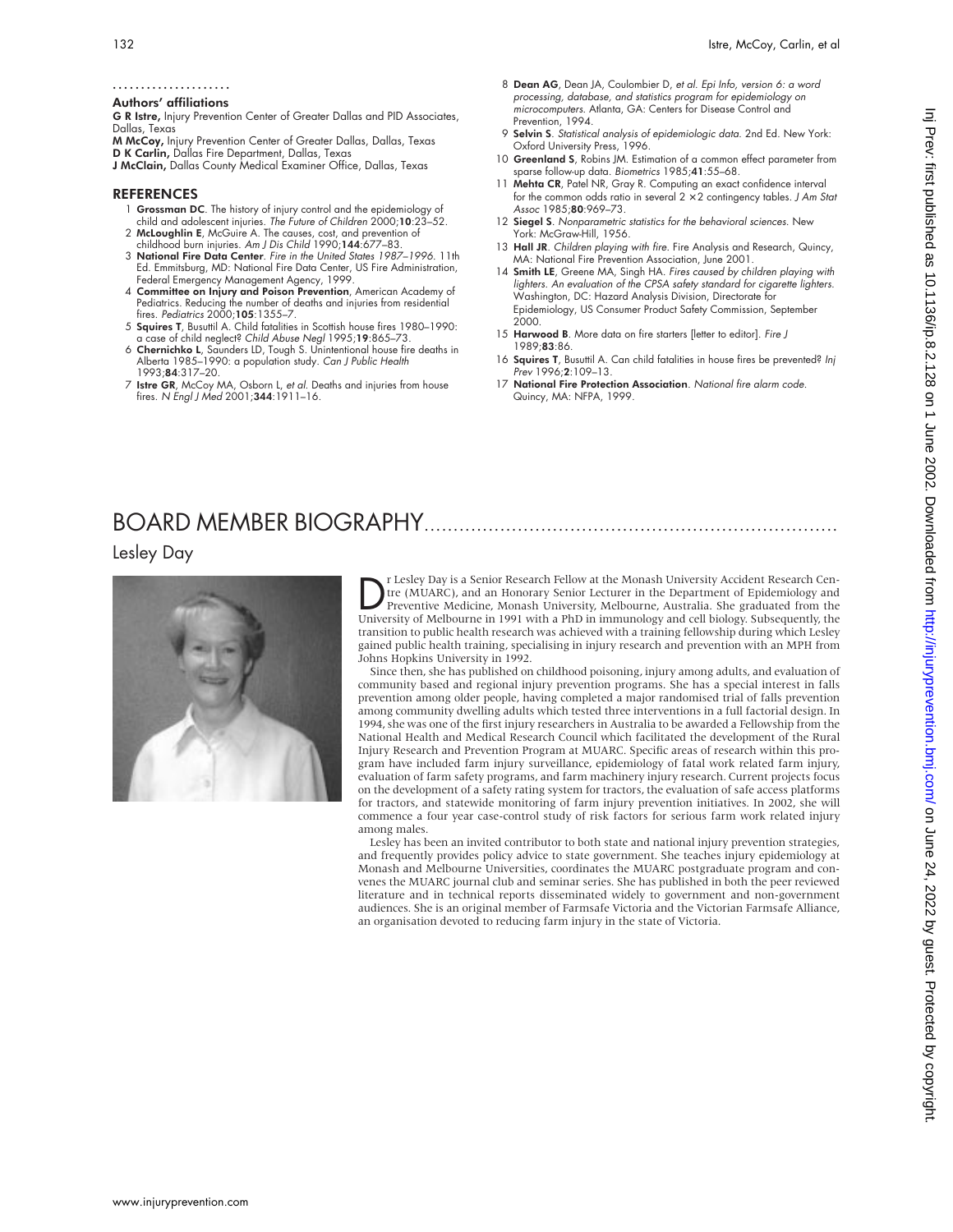### Authors' affiliations

**G R Istre,** Injury Prevention Center of Greater Dallas and PID Associates, Dallas, Texas
**M McCoy,** Injury Prevention Center of Greater Dallas, Dallas, Texas
**D K Carlin,** Dallas Fire Department, Dallas, Texas
**J McClain,** Dallas County Medical Examiner Office, Dallas, Texas

## REFERENCES

1. **Grossman DC**. The history of injury control and the epidemiology of child and adolescent injuries. *The Future of Children* 2000;**10**:23–52.
2. **McLoughlin E**, McGuire A. The causes, cost, and prevention of childhood burn injuries. *Am J Dis Child* 1990;**144**:677–83.
3. **National Fire Data Center**. *Fire in the United States 1987–1996*. 11th Ed. Emmitsburg, MD: National Fire Data Center, US Fire Administration, Federal Emergency Management Agency, 1999.
4. **Committee on Injury and Poison Prevention**, American Academy of Pediatrics. Reducing the number of deaths and injuries from residential fires. *Pediatrics* 2000;**105**:1355–7.
5. **Squires T**, Busuttil A. Child fatalities in Scottish house fires 1980–1990: a case of child neglect? *Child Abuse Negl* 1995;**19**:865–73.
6. **Chernichko L**, Saunders LD, Tough S. Unintentional house fire deaths in Alberta 1985–1990: a population study. *Can J Public Health* 1993;**84**:317–20.
7. **Istre GR**, McCoy MA, Osborn L, *et al*. Deaths and injuries from house fires. *N Engl J Med* 2001;**344**:1911–16.
8. **Dean AG**, Dean JA, Coulombier D, *et al*. *Epi Info, version 6: a word processing, database, and statistics program for epidemiology on microcomputers*. Atlanta, GA: Centers for Disease Control and Prevention, 1994.
9. **Selvin S**. *Statistical analysis of epidemiologic data*. 2nd Ed. New York: Oxford University Press, 1996.
10. **Greenland S**, Robins JM. Estimation of a common effect parameter from sparse follow-up data. *Biometrics* 1985;**41**:55–68.
11. **Mehta CR**, Patel NR, Gray R. Computing an exact confidence interval for the common odds ratio in several 2 ×2 contingency tables. *J Am Stat Assoc* 1985;**80**:969–73.
12. **Siegel S**. *Nonparametric statistics for the behavioral sciences*. New York: McGraw-Hill, 1956.
13. **Hall JR**. *Children playing with fire*. Fire Analysis and Research, Quincy, MA: National Fire Prevention Association, June 2001.
14. **Smith LE**, Greene MA, Singh HA. *Fires caused by children playing with lighters. An evaluation of the CPSA safety standard for cigarette lighters*. Washington, DC: Hazard Analysis Division, Directorate for Epidemiology, US Consumer Product Safety Commission, September 2000.
15. **Harwood B**. More data on fire starters [letter to editor]. *Fire J* 1989;**83**:86.
16. **Squires T**, Busuttil A. Can child fatalities in house fires be prevented? *Inj Prev* 1996;**2**:109–13.
17. **National Fire Protection Association**. *National fire alarm code*. Quincy, MA: NFPA, 1999.

# BOARD MEMBER BIOGRAPHY

## Lesley Day

Dr Lesley Day is a Senior Research Fellow at the Monash University Accident Research Centre (MUARC), and an Honorary Senior Lecturer in the Department of Epidemiology and Preventive Medicine, Monash University, Melbourne, Australia. She graduated from the University of Melbourne in 1991 with a PhD in immunology and cell biology. Subsequently, the transition to public health research was achieved with a training fellowship during which Lesley gained public health training, specialising in injury research and prevention with an MPH from Johns Hopkins University in 1992.

Since then, she has published on childhood poisoning, injury among adults, and evaluation of community based and regional injury prevention programs. She has a special interest in falls prevention among older people, having completed a major randomised trial of falls prevention among community dwelling adults which tested three interventions in a full factorial design. In 1994, she was one of the first injury researchers in Australia to be awarded a Fellowship from the National Health and Medical Research Council which facilitated the development of the Rural Injury Research and Prevention Program at MUARC. Specific areas of research within this program have included farm injury surveillance, epidemiology of fatal work related farm injury, evaluation of farm safety programs, and farm machinery injury research. Current projects focus on the development of a safety rating system for tractors, the evaluation of safe access platforms for tractors, and statewide monitoring of farm injury prevention initiatives. In 2002, she will commence a four year case-control study of risk factors for serious farm work related injury among males.

Lesley has been an invited contributor to both state and national injury prevention strategies, and frequently provides policy advice to state government. She teaches injury epidemiology at Monash and Melbourne Universities, coordinates the MUARC postgraduate program and convenes the MUARC journal club and seminar series. She has published in both the peer reviewed literature and in technical reports disseminated widely to government and non-government audiences. She is an original member of Farmsafe Victoria and the Victorian Farmsafe Alliance, an organisation devoted to reducing farm injury in the state of Victoria.